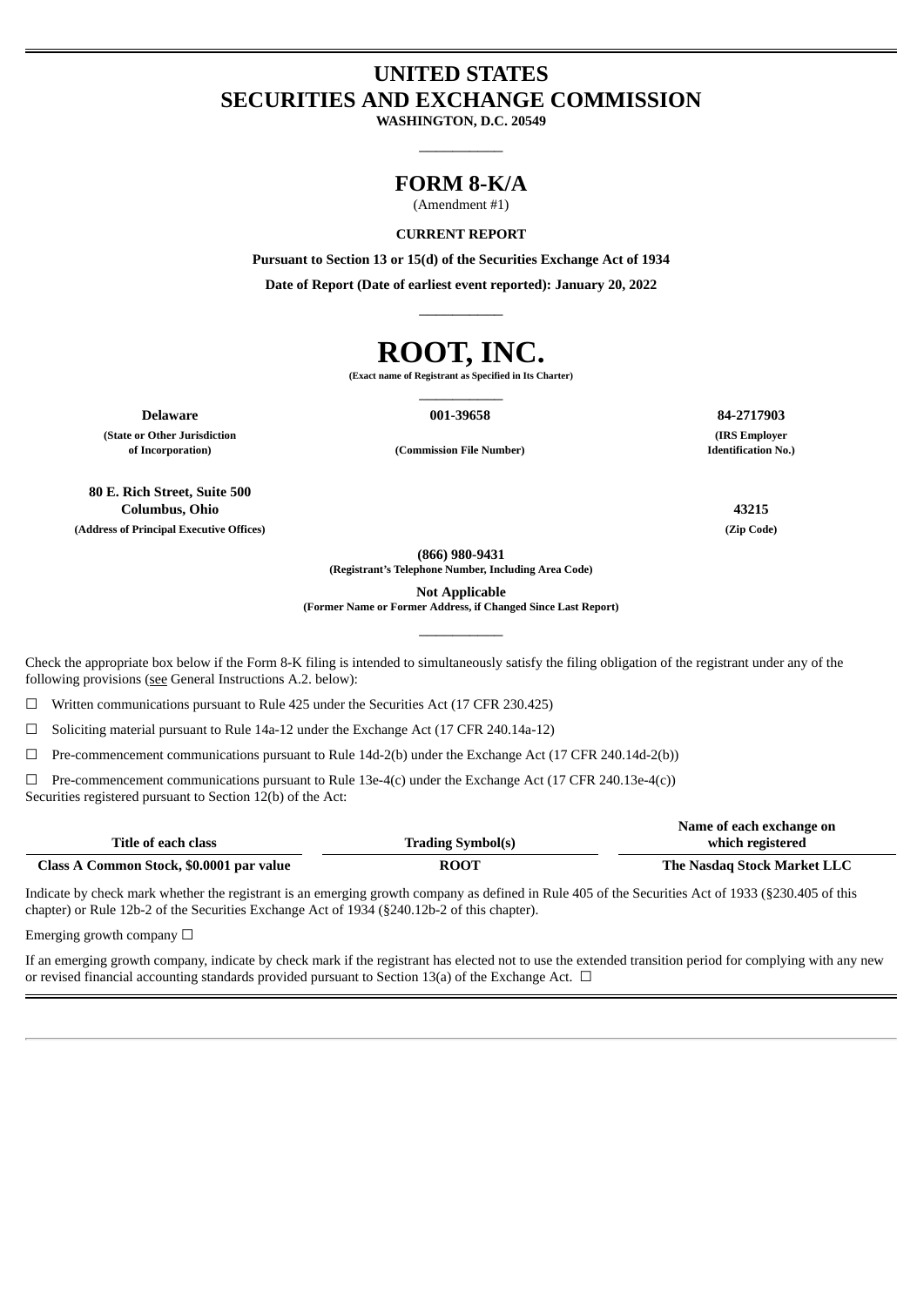# UNITED STATES
# SECURITIES AND EXCHANGE COMMISSION

**WASHINGTON, D.C. 20549**

---

## FORM 8-K/A

(Amendment #1)

**CURRENT REPORT**

**Pursuant to Section 13 or 15(d) of the Securities Exchange Act of 1934**

**Date of Report (Date of earliest event reported): January 20, 2022**

---

# ROOT, INC.

**(Exact name of Registrant as Specified in Its Charter)**

---

| Delaware | 001-39658 | 84-2717903 |
|---|---|---|
| (State or Other Jurisdiction of Incorporation) | (Commission File Number) | (IRS Employer Identification No.) |

| 80 E. Rich Street, Suite 500 Columbus, Ohio | 43215 |
|---|---|
| (Address of Principal Executive Offices) | (Zip Code) |

**(866) 980-9431**
**(Registrant's Telephone Number, Including Area Code)**

**Not Applicable**
**(Former Name or Former Address, if Changed Since Last Report)**

---

Check the appropriate box below if the Form 8-K filing is intended to simultaneously satisfy the filing obligation of the registrant under any of the following provisions (see General Instructions A.2. below):

☐ Written communications pursuant to Rule 425 under the Securities Act (17 CFR 230.425)

☐ Soliciting material pursuant to Rule 14a-12 under the Exchange Act (17 CFR 240.14a-12)

☐ Pre-commencement communications pursuant to Rule 14d-2(b) under the Exchange Act (17 CFR 240.14d-2(b))

☐ Pre-commencement communications pursuant to Rule 13e-4(c) under the Exchange Act (17 CFR 240.13e-4(c))

Securities registered pursuant to Section 12(b) of the Act:

| Title of each class | Trading Symbol(s) | Name of each exchange on which registered |
|---|---|---|
| Class A Common Stock, $0.0001 par value | ROOT | The Nasdaq Stock Market LLC |

Indicate by check mark whether the registrant is an emerging growth company as defined in Rule 405 of the Securities Act of 1933 (§230.405 of this chapter) or Rule 12b-2 of the Securities Exchange Act of 1934 (§240.12b-2 of this chapter).

Emerging growth company ☐

If an emerging growth company, indicate by check mark if the registrant has elected not to use the extended transition period for complying with any new or revised financial accounting standards provided pursuant to Section 13(a) of the Exchange Act. ☐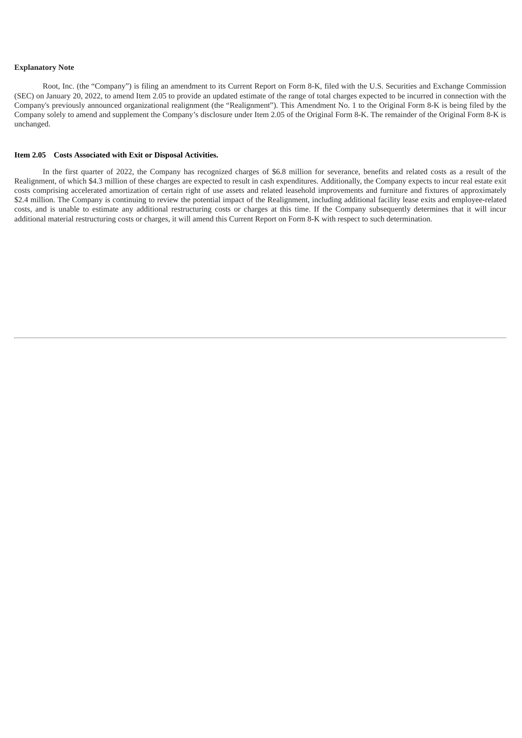**Explanatory Note**

Root, Inc. (the "Company") is filing an amendment to its Current Report on Form 8-K, filed with the U.S. Securities and Exchange Commission (SEC) on January 20, 2022, to amend Item 2.05 to provide an updated estimate of the range of total charges expected to be incurred in connection with the Company's previously announced organizational realignment (the "Realignment"). This Amendment No. 1 to the Original Form 8-K is being filed by the Company solely to amend and supplement the Company's disclosure under Item 2.05 of the Original Form 8-K. The remainder of the Original Form 8-K is unchanged.

**Item 2.05 Costs Associated with Exit or Disposal Activities.**

In the first quarter of 2022, the Company has recognized charges of $6.8 million for severance, benefits and related costs as a result of the Realignment, of which $4.3 million of these charges are expected to result in cash expenditures. Additionally, the Company expects to incur real estate exit costs comprising accelerated amortization of certain right of use assets and related leasehold improvements and furniture and fixtures of approximately $2.4 million. The Company is continuing to review the potential impact of the Realignment, including additional facility lease exits and employee-related costs, and is unable to estimate any additional restructuring costs or charges at this time. If the Company subsequently determines that it will incur additional material restructuring costs or charges, it will amend this Current Report on Form 8-K with respect to such determination.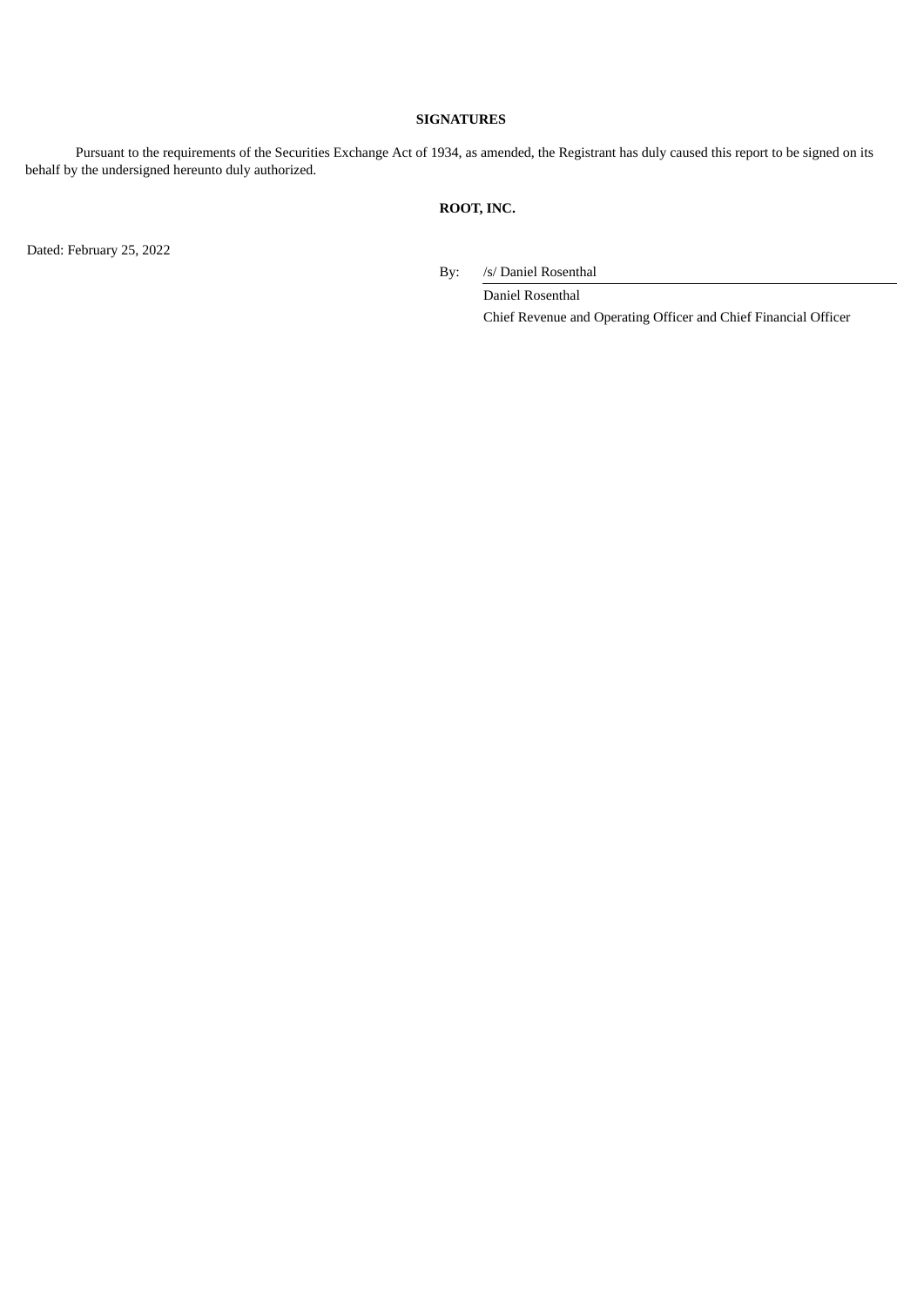**SIGNATURES**

Pursuant to the requirements of the Securities Exchange Act of 1934, as amended, the Registrant has duly caused this report to be signed on its behalf by the undersigned hereunto duly authorized.

**ROOT, INC.**

Dated: February 25, 2022

By: /s/ Daniel Rosenthal

Daniel Rosenthal

Chief Revenue and Operating Officer and Chief Financial Officer